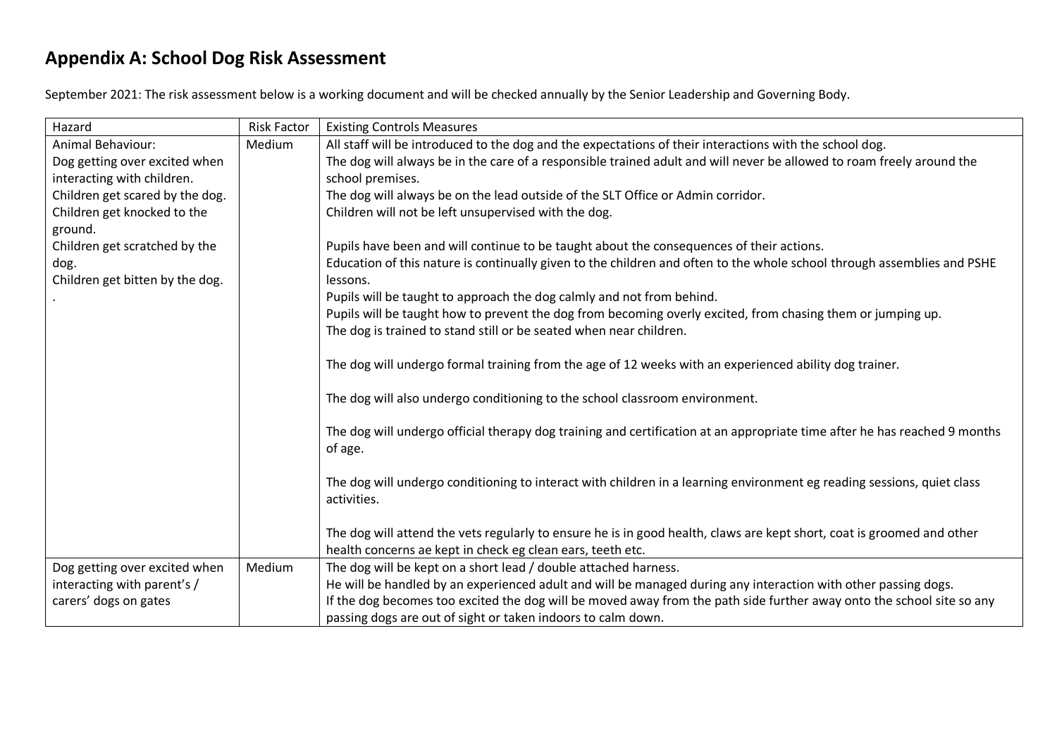# Appendix A: School Dog Risk Assessment

September 2021: The risk assessment below is a working document and will be checked annually by the Senior Leadership and Governing Body.

| Hazard | Risk Factor | Existing Controls Measures |
|---|---|---|
| Animal Behaviour:<br>Dog getting over excited when interacting with children.<br>Children get scared by the dog.<br>Children get knocked to the ground.<br>Children get scratched by the dog.<br>Children get bitten by the dog.<br>. | Medium | All staff will be introduced to the dog and the expectations of their interactions with the school dog.<br>The dog will always be in the care of a responsible trained adult and will never be allowed to roam freely around the school premises.<br>The dog will always be on the lead outside of the SLT Office or Admin corridor.<br>Children will not be left unsupervised with the dog.<br><br>Pupils have been and will continue to be taught about the consequences of their actions.<br>Education of this nature is continually given to the children and often to the whole school through assemblies and PSHE lessons.<br>Pupils will be taught to approach the dog calmly and not from behind.<br>Pupils will be taught how to prevent the dog from becoming overly excited, from chasing them or jumping up.<br>The dog is trained to stand still or be seated when near children.<br><br>The dog will undergo formal training from the age of 12 weeks with an experienced ability dog trainer.<br><br>The dog will also undergo conditioning to the school classroom environment.<br><br>The dog will undergo official therapy dog training and certification at an appropriate time after he has reached 9 months of age.<br><br>The dog will undergo conditioning to interact with children in a learning environment eg reading sessions, quiet class activities.<br><br>The dog will attend the vets regularly to ensure he is in good health, claws are kept short, coat is groomed and other health concerns ae kept in check eg clean ears, teeth etc. |
| Dog getting over excited when interacting with parent's / carers' dogs on gates | Medium | The dog will be kept on a short lead / double attached harness.<br>He will be handled by an experienced adult and will be managed during any interaction with other passing dogs.<br>If the dog becomes too excited the dog will be moved away from the path side further away onto the school site so any passing dogs are out of sight or taken indoors to calm down. |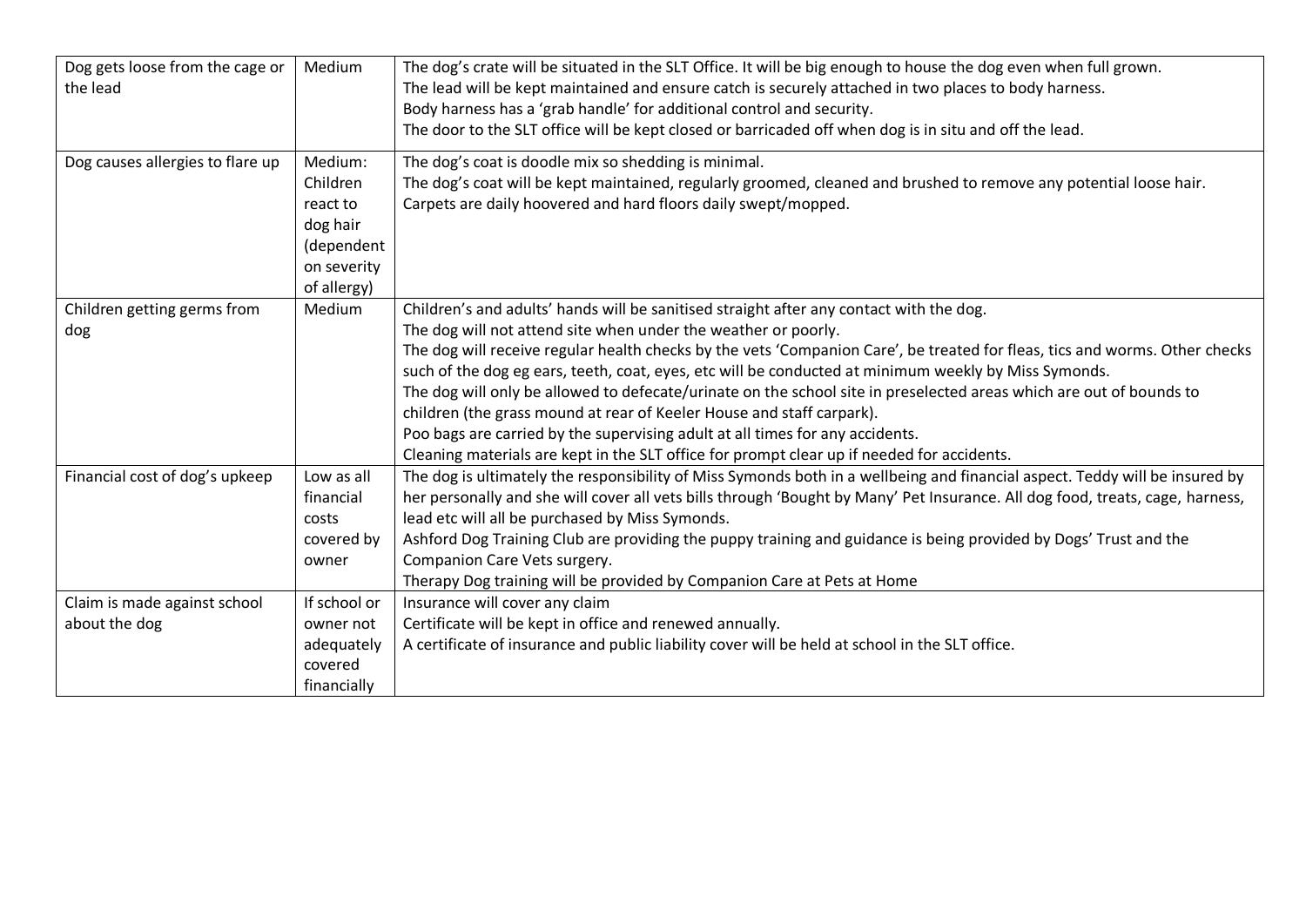| | | |
|---|---|---|
| Dog gets loose from the cage or the lead | Medium | The dog's crate will be situated in the SLT Office. It will be big enough to house the dog even when full grown.<br>The lead will be kept maintained and ensure catch is securely attached in two places to body harness.<br>Body harness has a 'grab handle' for additional control and security.<br>The door to the SLT office will be kept closed or barricaded off when dog is in situ and off the lead. |
| Dog causes allergies to flare up | Medium: Children react to dog hair (dependent on severity of allergy) | The dog's coat is doodle mix so shedding is minimal.<br>The dog's coat will be kept maintained, regularly groomed, cleaned and brushed to remove any potential loose hair.<br>Carpets are daily hoovered and hard floors daily swept/mopped. |
| Children getting germs from dog | Medium | Children's and adults' hands will be sanitised straight after any contact with the dog.<br>The dog will not attend site when under the weather or poorly.<br>The dog will receive regular health checks by the vets 'Companion Care', be treated for fleas, tics and worms. Other checks such of the dog eg ears, teeth, coat, eyes, etc will be conducted at minimum weekly by Miss Symonds.<br>The dog will only be allowed to defecate/urinate on the school site in preselected areas which are out of bounds to children (the grass mound at rear of Keeler House and staff carpark).<br>Poo bags are carried by the supervising adult at all times for any accidents.<br>Cleaning materials are kept in the SLT office for prompt clear up if needed for accidents. |
| Financial cost of dog's upkeep | Low as all financial costs covered by owner | The dog is ultimately the responsibility of Miss Symonds both in a wellbeing and financial aspect. Teddy will be insured by her personally and she will cover all vets bills through 'Bought by Many' Pet Insurance. All dog food, treats, cage, harness, lead etc will all be purchased by Miss Symonds.<br>Ashford Dog Training Club are providing the puppy training and guidance is being provided by Dogs' Trust and the Companion Care Vets surgery.<br>Therapy Dog training will be provided by Companion Care at Pets at Home |
| Claim is made against school about the dog | If school or owner not adequately covered financially | Insurance will cover any claim<br>Certificate will be kept in office and renewed annually.<br>A certificate of insurance and public liability cover will be held at school in the SLT office. |